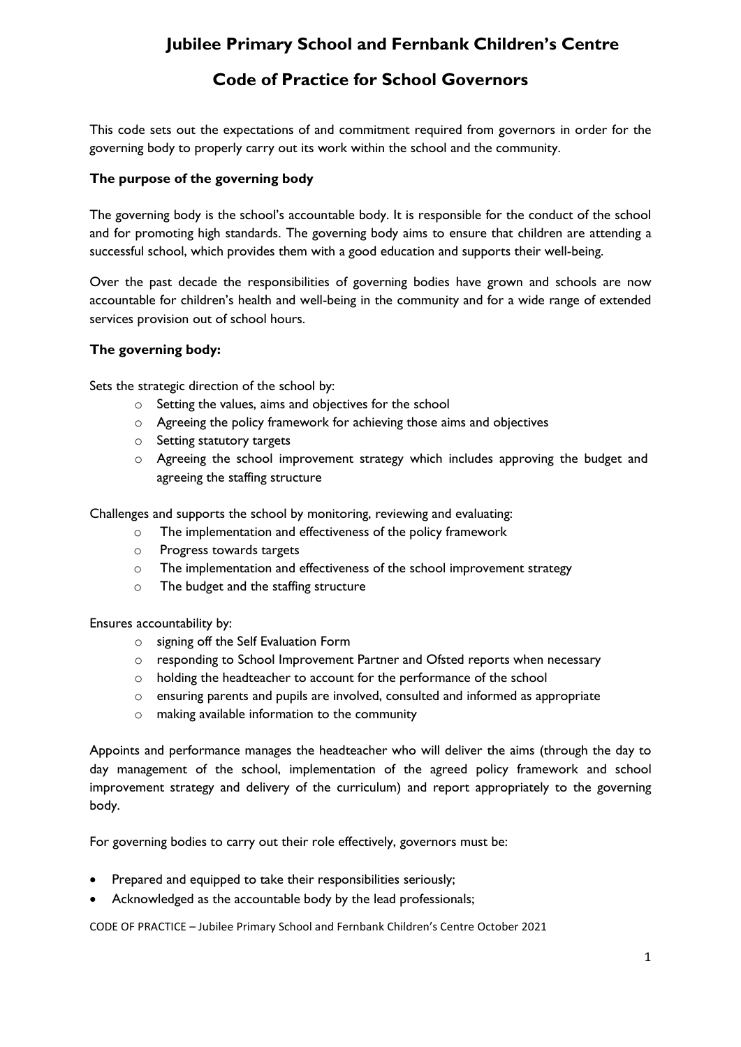# Jubilee Primary School and Fernbank Children's Centre

## Code of Practice for School Governors

This code sets out the expectations of and commitment required from governors in order for the governing body to properly carry out its work within the school and the community.

**The purpose of the governing body**

The governing body is the school's accountable body. It is responsible for the conduct of the school and for promoting high standards. The governing body aims to ensure that children are attending a successful school, which provides them with a good education and supports their well-being.

Over the past decade the responsibilities of governing bodies have grown and schools are now accountable for children's health and well-being in the community and for a wide range of extended services provision out of school hours.

**The governing body:**

Sets the strategic direction of the school by:

- Setting the values, aims and objectives for the school
- Agreeing the policy framework for achieving those aims and objectives
- Setting statutory targets
- Agreeing the school improvement strategy which includes approving the budget and agreeing the staffing structure

Challenges and supports the school by monitoring, reviewing and evaluating:

- The implementation and effectiveness of the policy framework
- Progress towards targets
- The implementation and effectiveness of the school improvement strategy
- The budget and the staffing structure

Ensures accountability by:

- signing off the Self Evaluation Form
- responding to School Improvement Partner and Ofsted reports when necessary
- holding the headteacher to account for the performance of the school
- ensuring parents and pupils are involved, consulted and informed as appropriate
- making available information to the community

Appoints and performance manages the headteacher who will deliver the aims (through the day to day management of the school, implementation of the agreed policy framework and school improvement strategy and delivery of the curriculum) and report appropriately to the governing body.

For governing bodies to carry out their role effectively, governors must be:

- Prepared and equipped to take their responsibilities seriously;
- Acknowledged as the accountable body by the lead professionals;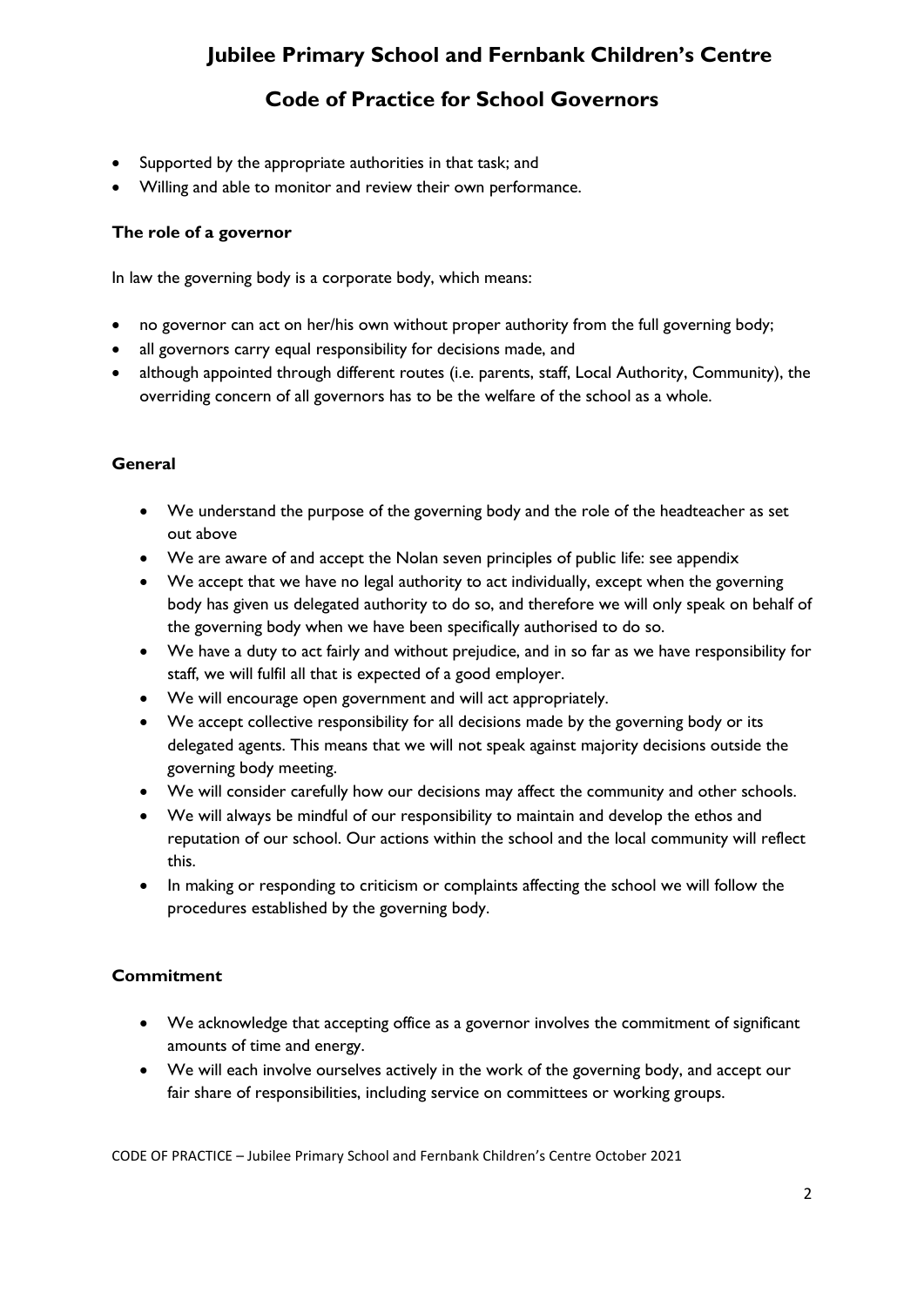- Supported by the appropriate authorities in that task; and
- Willing and able to monitor and review their own performance.

**The role of a governor**

In law the governing body is a corporate body, which means:

- no governor can act on her/his own without proper authority from the full governing body;
- all governors carry equal responsibility for decisions made, and
- although appointed through different routes (i.e. parents, staff, Local Authority, Community), the overriding concern of all governors has to be the welfare of the school as a whole.

**General**

- We understand the purpose of the governing body and the role of the headteacher as set out above
- We are aware of and accept the Nolan seven principles of public life: see appendix
- We accept that we have no legal authority to act individually, except when the governing body has given us delegated authority to do so, and therefore we will only speak on behalf of the governing body when we have been specifically authorised to do so.
- We have a duty to act fairly and without prejudice, and in so far as we have responsibility for staff, we will fulfil all that is expected of a good employer.
- We will encourage open government and will act appropriately.
- We accept collective responsibility for all decisions made by the governing body or its delegated agents. This means that we will not speak against majority decisions outside the governing body meeting.
- We will consider carefully how our decisions may affect the community and other schools.
- We will always be mindful of our responsibility to maintain and develop the ethos and reputation of our school. Our actions within the school and the local community will reflect this.
- In making or responding to criticism or complaints affecting the school we will follow the procedures established by the governing body.

**Commitment**

- We acknowledge that accepting office as a governor involves the commitment of significant amounts of time and energy.
- We will each involve ourselves actively in the work of the governing body, and accept our fair share of responsibilities, including service on committees or working groups.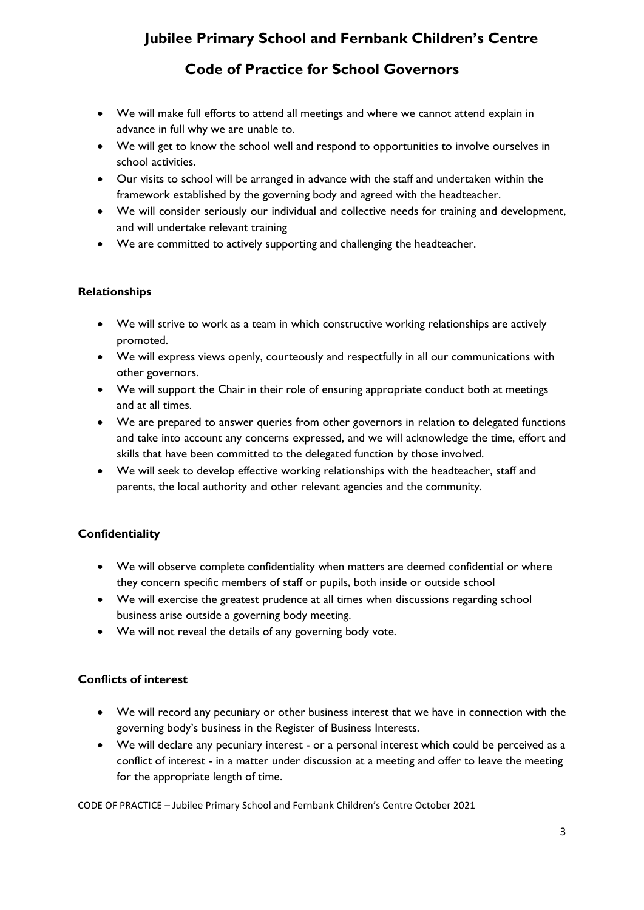- We will make full efforts to attend all meetings and where we cannot attend explain in advance in full why we are unable to.
- We will get to know the school well and respond to opportunities to involve ourselves in school activities.
- Our visits to school will be arranged in advance with the staff and undertaken within the framework established by the governing body and agreed with the headteacher.
- We will consider seriously our individual and collective needs for training and development, and will undertake relevant training
- We are committed to actively supporting and challenging the headteacher.

### Relationships

- We will strive to work as a team in which constructive working relationships are actively promoted.
- We will express views openly, courteously and respectfully in all our communications with other governors.
- We will support the Chair in their role of ensuring appropriate conduct both at meetings and at all times.
- We are prepared to answer queries from other governors in relation to delegated functions and take into account any concerns expressed, and we will acknowledge the time, effort and skills that have been committed to the delegated function by those involved.
- We will seek to develop effective working relationships with the headteacher, staff and parents, the local authority and other relevant agencies and the community.

### Confidentiality

- We will observe complete confidentiality when matters are deemed confidential or where they concern specific members of staff or pupils, both inside or outside school
- We will exercise the greatest prudence at all times when discussions regarding school business arise outside a governing body meeting.
- We will not reveal the details of any governing body vote.

### Conflicts of interest

- We will record any pecuniary or other business interest that we have in connection with the governing body's business in the Register of Business Interests.
- We will declare any pecuniary interest - or a personal interest which could be perceived as a conflict of interest - in a matter under discussion at a meeting and offer to leave the meeting for the appropriate length of time.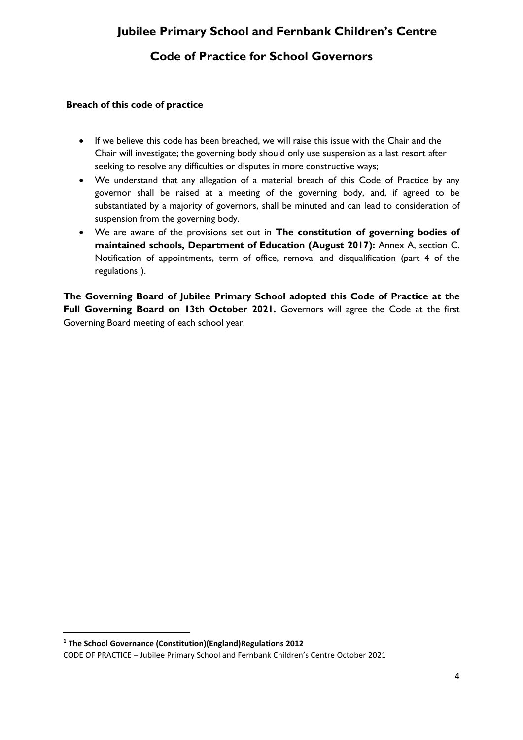**Breach of this code of practice**

- If we believe this code has been breached, we will raise this issue with the Chair and the Chair will investigate; the governing body should only use suspension as a last resort after seeking to resolve any difficulties or disputes in more constructive ways;
- We understand that any allegation of a material breach of this Code of Practice by any governor shall be raised at a meeting of the governing body, and, if agreed to be substantiated by a majority of governors, shall be minuted and can lead to consideration of suspension from the governing body.
- We are aware of the provisions set out in **The constitution of governing bodies of maintained schools, Department of Education (August 2017):** Annex A, section C. Notification of appointments, term of office, removal and disqualification (part 4 of the regulations[1]).

**The Governing Board of Jubilee Primary School adopted this Code of Practice at the Full Governing Board on 13th October 2021.** Governors will agree the Code at the first Governing Board meeting of each school year.

[1] **The School Governance (Constitution)(England)Regulations 2012**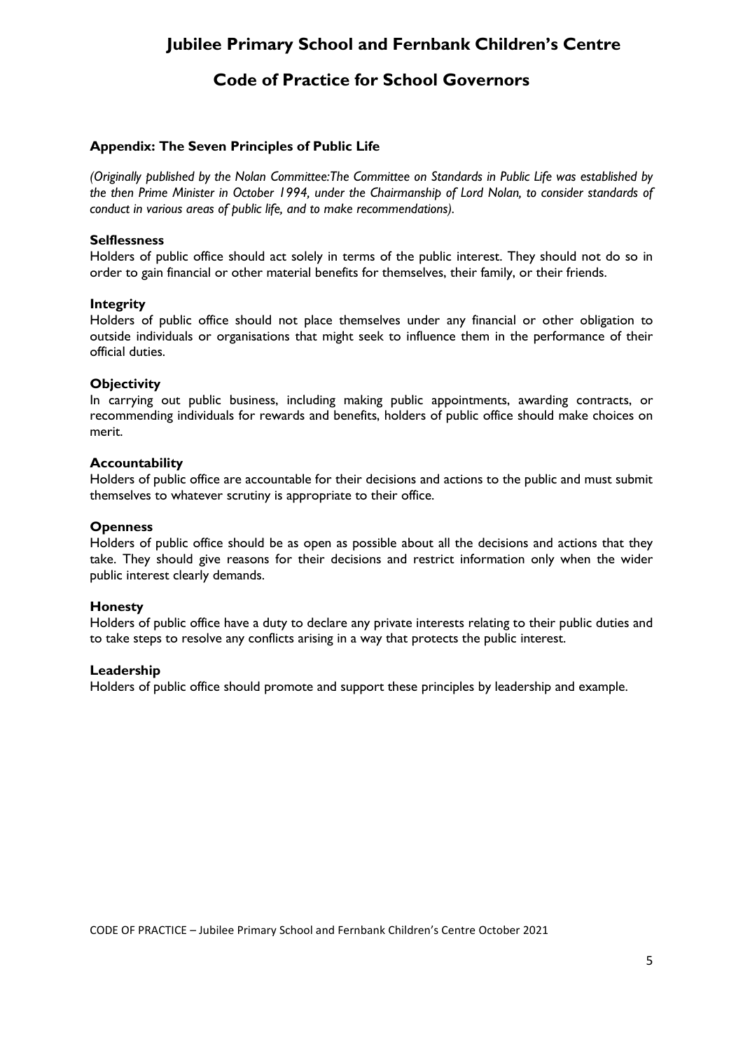### Appendix: The Seven Principles of Public Life

*(Originally published by the Nolan Committee:The Committee on Standards in Public Life was established by the then Prime Minister in October 1994, under the Chairmanship of Lord Nolan, to consider standards of conduct in various areas of public life, and to make recommendations).*

**Selflessness**
Holders of public office should act solely in terms of the public interest. They should not do so in order to gain financial or other material benefits for themselves, their family, or their friends.

**Integrity**
Holders of public office should not place themselves under any financial or other obligation to outside individuals or organisations that might seek to influence them in the performance of their official duties.

**Objectivity**
In carrying out public business, including making public appointments, awarding contracts, or recommending individuals for rewards and benefits, holders of public office should make choices on merit.

**Accountability**
Holders of public office are accountable for their decisions and actions to the public and must submit themselves to whatever scrutiny is appropriate to their office.

**Openness**
Holders of public office should be as open as possible about all the decisions and actions that they take. They should give reasons for their decisions and restrict information only when the wider public interest clearly demands.

**Honesty**
Holders of public office have a duty to declare any private interests relating to their public duties and to take steps to resolve any conflicts arising in a way that protects the public interest.

**Leadership**
Holders of public office should promote and support these principles by leadership and example.